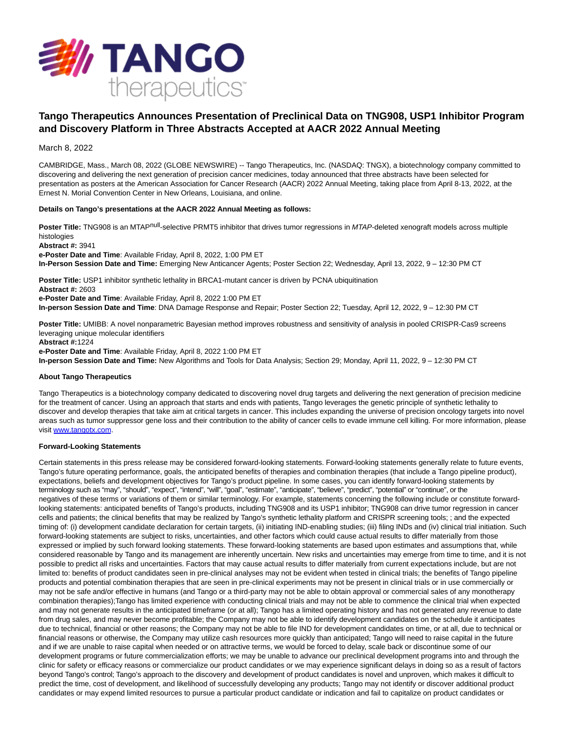# Tango Therapeutics Announces Presentation of Preclinical Data on TNG908, USP1 Inhibitor Program and Discovery Platform in Three Abstracts Accepted at AACR 2022 Annual Meeting

March 8, 2022

CAMBRIDGE, Mass., March 08, 2022 (GLOBE NEWSWIRE) -- Tango Therapeutics, Inc. (NASDAQ: TNGX), a biotechnology company committed to discovering and delivering the next generation of precision cancer medicines, today announced that three abstracts have been selected for presentation as posters at the American Association for Cancer Research (AACR) 2022 Annual Meeting, taking place from April 8-13, 2022, at the Ernest N. Morial Convention Center in New Orleans, Louisiana, and online.

**Details on Tango's presentations at the AACR 2022 Annual Meeting as follows:**

**Poster Title:** TNG908 is an MTAP$^{null}$-selective PRMT5 inhibitor that drives tumor regressions in *MTAP*-deleted xenograft models across multiple histologies
**Abstract #:** 3941
**e-Poster Date and Time**: Available Friday, April 8, 2022, 1:00 PM ET
**In-Person Session Date and Time:** Emerging New Anticancer Agents; Poster Section 22; Wednesday, April 13, 2022, 9 – 12:30 PM CT

**Poster Title:** USP1 inhibitor synthetic lethality in BRCA1-mutant cancer is driven by PCNA ubiquitination
**Abstract #:** 2603
**e-Poster Date and Time**: Available Friday, April 8, 2022 1:00 PM ET
**In-person Session Date and Time**: DNA Damage Response and Repair; Poster Section 22; Tuesday, April 12, 2022, 9 – 12:30 PM CT

**Poster Title:** UMIBB: A novel nonparametric Bayesian method improves robustness and sensitivity of analysis in pooled CRISPR-Cas9 screens leveraging unique molecular identifiers
**Abstract #:**1224
**e-Poster Date and Time**: Available Friday, April 8, 2022 1:00 PM ET
**In-person Session Date and Time:** New Algorithms and Tools for Data Analysis; Section 29; Monday, April 11, 2022, 9 – 12:30 PM CT

**About Tango Therapeutics**

Tango Therapeutics is a biotechnology company dedicated to discovering novel drug targets and delivering the next generation of precision medicine for the treatment of cancer. Using an approach that starts and ends with patients, Tango leverages the genetic principle of synthetic lethality to discover and develop therapies that take aim at critical targets in cancer. This includes expanding the universe of precision oncology targets into novel areas such as tumor suppressor gene loss and their contribution to the ability of cancer cells to evade immune cell killing. For more information, please visit www.tangotx.com.

**Forward-Looking Statements**

Certain statements in this press release may be considered forward-looking statements. Forward-looking statements generally relate to future events, Tango's future operating performance, goals, the anticipated benefits of therapies and combination therapies (that include a Tango pipeline product), expectations, beliefs and development objectives for Tango's product pipeline. In some cases, you can identify forward-looking statements by terminology such as "may", "should", "expect", "intend", "will", "goal", "estimate", "anticipate", "believe", "predict", "potential" or "continue", or the negatives of these terms or variations of them or similar terminology. For example, statements concerning the following include or constitute forward-looking statements: anticipated benefits of Tango's products, including TNG908 and its USP1 inhibitor; TNG908 can drive tumor regression in cancer cells and patients; the clinical benefits that may be realized by Tango's synthetic lethality platform and CRISPR screening tools; ; and the expected timing of: (i) development candidate declaration for certain targets, (ii) initiating IND-enabling studies; (iii) filing INDs and (iv) clinical trial initiation. Such forward-looking statements are subject to risks, uncertainties, and other factors which could cause actual results to differ materially from those expressed or implied by such forward looking statements. These forward-looking statements are based upon estimates and assumptions that, while considered reasonable by Tango and its management are inherently uncertain. New risks and uncertainties may emerge from time to time, and it is not possible to predict all risks and uncertainties. Factors that may cause actual results to differ materially from current expectations include, but are not limited to: benefits of product candidates seen in pre-clinical analyses may not be evident when tested in clinical trials; the benefits of Tango pipeline products and potential combination therapies that are seen in pre-clinical experiments may not be present in clinical trials or in use commercially or may not be safe and/or effective in humans (and Tango or a third-party may not be able to obtain approval or commercial sales of any monotherapy combination therapies);Tango has limited experience with conducting clinical trials and may not be able to commence the clinical trial when expected and may not generate results in the anticipated timeframe (or at all); Tango has a limited operating history and has not generated any revenue to date from drug sales, and may never become profitable; the Company may not be able to identify development candidates on the schedule it anticipates due to technical, financial or other reasons; the Company may not be able to file IND for development candidates on time, or at all, due to technical or financial reasons or otherwise, the Company may utilize cash resources more quickly than anticipated; Tango will need to raise capital in the future and if we are unable to raise capital when needed or on attractive terms, we would be forced to delay, scale back or discontinue some of our development programs or future commercialization efforts; we may be unable to advance our preclinical development programs into and through the clinic for safety or efficacy reasons or commercialize our product candidates or we may experience significant delays in doing so as a result of factors beyond Tango's control; Tango's approach to the discovery and development of product candidates is novel and unproven, which makes it difficult to predict the time, cost of development, and likelihood of successfully developing any products; Tango may not identify or discover additional product candidates or may expend limited resources to pursue a particular product candidate or indication and fail to capitalize on product candidates or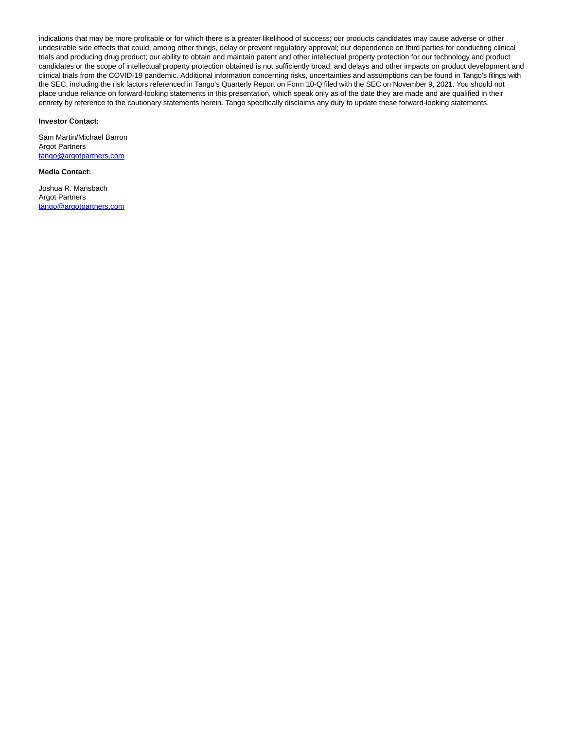indications that may be more profitable or for which there is a greater likelihood of success; our products candidates may cause adverse or other undesirable side effects that could, among other things, delay or prevent regulatory approval; our dependence on third parties for conducting clinical trials and producing drug product; our ability to obtain and maintain patent and other intellectual property protection for our technology and product candidates or the scope of intellectual property protection obtained is not sufficiently broad; and delays and other impacts on product development and clinical trials from the COVID-19 pandemic. Additional information concerning risks, uncertainties and assumptions can be found in Tango's filings with the SEC, including the risk factors referenced in Tango's Quarterly Report on Form 10-Q filed with the SEC on November 9, 2021. You should not place undue reliance on forward-looking statements in this presentation, which speak only as of the date they are made and are qualified in their entirety by reference to the cautionary statements herein. Tango specifically disclaims any duty to update these forward-looking statements.

**Investor Contact:**

Sam Martin/Michael Barron
Argot Partners
tango@argotpartners.com

**Media Contact:**

Joshua R. Mansbach
Argot Partners
tango@argotpartners.com